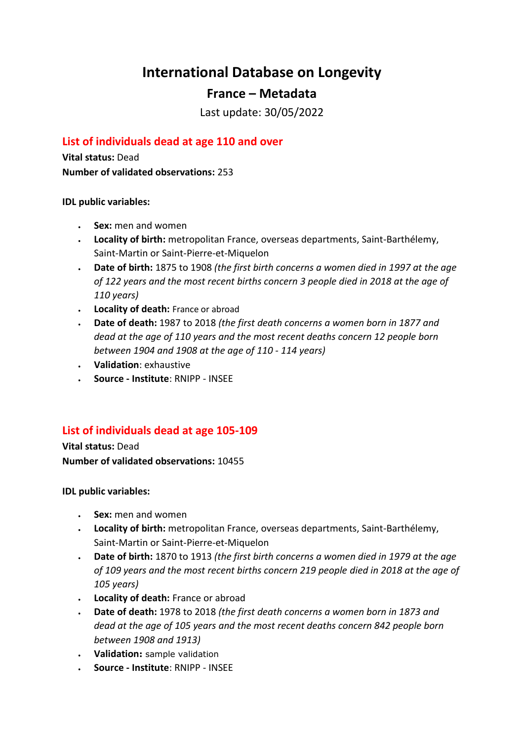# International Database on Longevity

## France – Metadata

Last update: 30/05/2022

### List of individuals dead at age 110 and over

**Vital status:** Dead
**Number of validated observations:** 253

**IDL public variables:**

- **Sex:** men and women
- **Locality of birth:** metropolitan France, overseas departments, Saint-Barthélemy, Saint-Martin or Saint-Pierre-et-Miquelon
- **Date of birth:** 1875 to 1908 *(the first birth concerns a women died in 1997 at the age of 122 years and the most recent births concern 3 people died in 2018 at the age of 110 years)*
- **Locality of death:** France or abroad
- **Date of death:** 1987 to 2018 *(the first death concerns a women born in 1877 and dead at the age of 110 years and the most recent deaths concern 12 people born between 1904 and 1908 at the age of 110 - 114 years)*
- **Validation**: exhaustive
- **Source - Institute**: RNIPP - INSEE

### List of individuals dead at age 105-109

**Vital status:** Dead
**Number of validated observations:** 10455

**IDL public variables:**

- **Sex:** men and women
- **Locality of birth:** metropolitan France, overseas departments, Saint-Barthélemy, Saint-Martin or Saint-Pierre-et-Miquelon
- **Date of birth:** 1870 to 1913 *(the first birth concerns a women died in 1979 at the age of 109 years and the most recent births concern 219 people died in 2018 at the age of 105 years)*
- **Locality of death:** France or abroad
- **Date of death:** 1978 to 2018 *(the first death concerns a women born in 1873 and dead at the age of 105 years and the most recent deaths concern 842 people born between 1908 and 1913)*
- **Validation:** sample validation
- **Source - Institute**: RNIPP - INSEE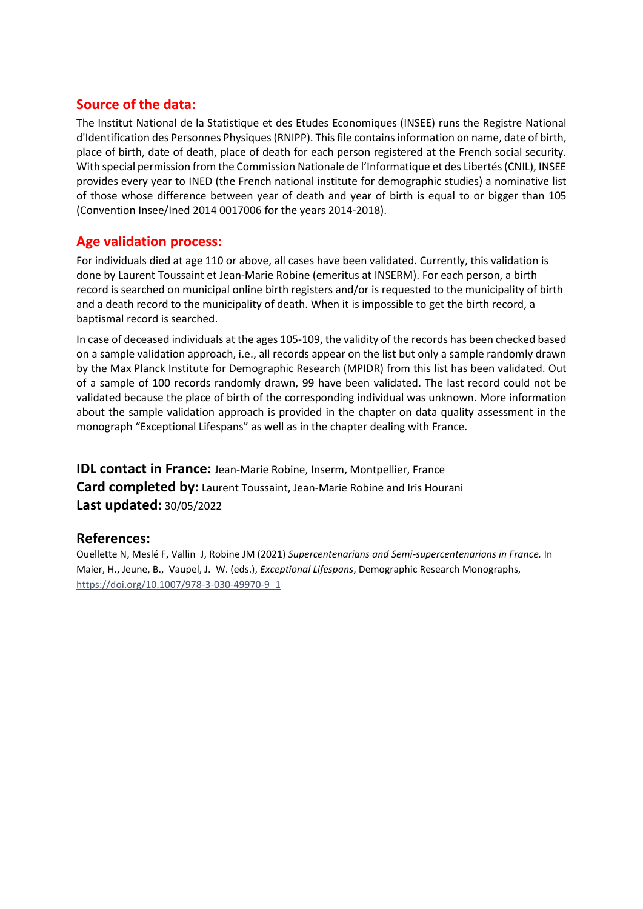## Source of the data:

The Institut National de la Statistique et des Etudes Economiques (INSEE) runs the Registre National d'Identification des Personnes Physiques (RNIPP). This file contains information on name, date of birth, place of birth, date of death, place of death for each person registered at the French social security. With special permission from the Commission Nationale de l'Informatique et des Libertés (CNIL), INSEE provides every year to INED (the French national institute for demographic studies) a nominative list of those whose difference between year of death and year of birth is equal to or bigger than 105 (Convention Insee/Ined 2014 0017006 for the years 2014-2018).

## Age validation process:

For individuals died at age 110 or above, all cases have been validated. Currently, this validation is done by Laurent Toussaint et Jean-Marie Robine (emeritus at INSERM). For each person, a birth record is searched on municipal online birth registers and/or is requested to the municipality of birth and a death record to the municipality of death. When it is impossible to get the birth record, a baptismal record is searched.

In case of deceased individuals at the ages 105-109, the validity of the records has been checked based on a sample validation approach, i.e., all records appear on the list but only a sample randomly drawn by the Max Planck Institute for Demographic Research (MPIDR) from this list has been validated. Out of a sample of 100 records randomly drawn, 99 have been validated. The last record could not be validated because the place of birth of the corresponding individual was unknown. More information about the sample validation approach is provided in the chapter on data quality assessment in the monograph "Exceptional Lifespans" as well as in the chapter dealing with France.

**IDL contact in France:** Jean-Marie Robine, Inserm, Montpellier, France
**Card completed by:** Laurent Toussaint, Jean-Marie Robine and Iris Hourani
**Last updated:** 30/05/2022

## References:

Ouellette N, Meslé F, Vallin J, Robine JM (2021) *Supercentenarians and Semi-supercentenarians in France.* In Maier, H., Jeune, B., Vaupel, J. W. (eds.), *Exceptional Lifespans*, Demographic Research Monographs, https://doi.org/10.1007/978-3-030-49970-9_1